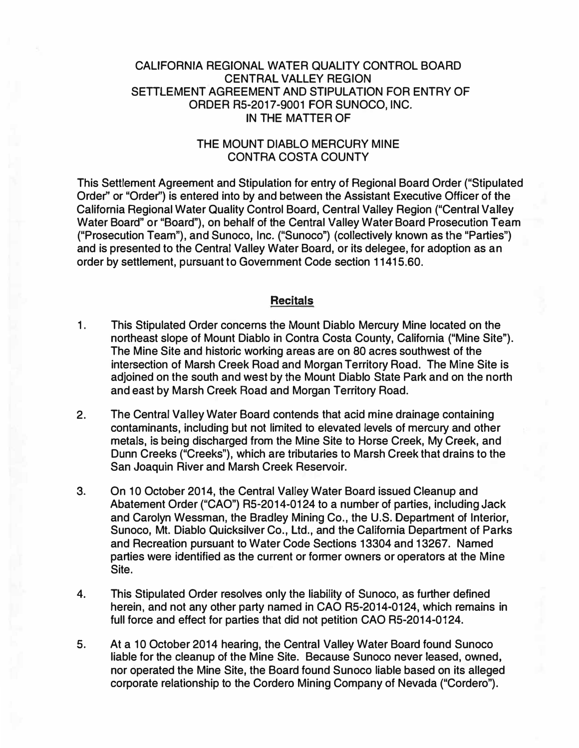# CALIFORNIA REGIONAL WATER QUALITY CONTROL BOARD
# CENTRAL VALLEY REGION
# SETTLEMENT AGREEMENT AND STIPULATION FOR ENTRY OF ORDER R5-2017-9001 FOR SUNOCO, INC.
# IN THE MATTER OF

# THE MOUNT DIABLO MERCURY MINE
# CONTRA COSTA COUNTY

This Settlement Agreement and Stipulation for entry of Regional Board Order ("Stipulated Order" or "Order") is entered into by and between the Assistant Executive Officer of the California Regional Water Quality Control Board, Central Valley Region ("Central Valley Water Board" or "Board"), on behalf of the Central Valley Water Board Prosecution Team ("Prosecution Team"), and Sunoco, Inc. ("Sunoco") (collectively known as the "Parties") and is presented to the Central Valley Water Board, or its delegee, for adoption as an order by settlement, pursuant to Government Code section 11415.60.

## Recitals

1. This Stipulated Order concerns the Mount Diablo Mercury Mine located on the northeast slope of Mount Diablo in Contra Costa County, California ("Mine Site"). The Mine Site and historic working areas are on 80 acres southwest of the intersection of Marsh Creek Road and Morgan Territory Road. The Mine Site is adjoined on the south and west by the Mount Diablo State Park and on the north and east by Marsh Creek Road and Morgan Territory Road.

2. The Central Valley Water Board contends that acid mine drainage containing contaminants, including but not limited to elevated levels of mercury and other metals, is being discharged from the Mine Site to Horse Creek, My Creek, and Dunn Creeks ("Creeks"), which are tributaries to Marsh Creek that drains to the San Joaquin River and Marsh Creek Reservoir.

3. On 10 October 2014, the Central Valley Water Board issued Cleanup and Abatement Order ("CAO") R5-2014-0124 to a number of parties, including Jack and Carolyn Wessman, the Bradley Mining Co., the U.S. Department of Interior, Sunoco, Mt. Diablo Quicksilver Co., Ltd., and the California Department of Parks and Recreation pursuant to Water Code Sections 13304 and 13267. Named parties were identified as the current or former owners or operators at the Mine Site.

4. This Stipulated Order resolves only the liability of Sunoco, as further defined herein, and not any other party named in CAO R5-2014-0124, which remains in full force and effect for parties that did not petition CAO R5-2014-0124.

5. At a 10 October 2014 hearing, the Central Valley Water Board found Sunoco liable for the cleanup of the Mine Site. Because Sunoco never leased, owned, nor operated the Mine Site, the Board found Sunoco liable based on its alleged corporate relationship to the Cordero Mining Company of Nevada ("Cordero").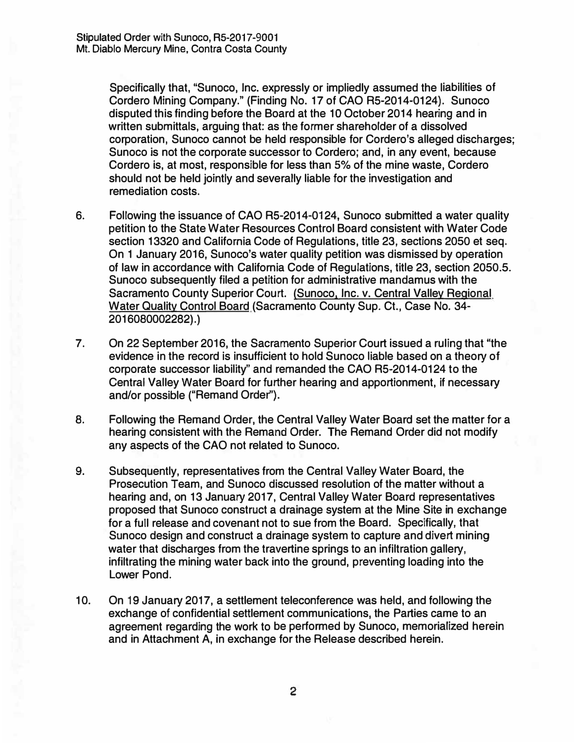Specifically that, "Sunoco, Inc. expressly or impliedly assumed the liabilities of Cordero Mining Company." (Finding No. 17 of CAO R5-2014-0124). Sunoco disputed this finding before the Board at the 10 October 2014 hearing and in written submittals, arguing that: as the former shareholder of a dissolved corporation, Sunoco cannot be held responsible for Cordero's alleged discharges; Sunoco is not the corporate successor to Cordero; and, in any event, because Cordero is, at most, responsible for less than 5% of the mine waste, Cordero should not be held jointly and severally liable for the investigation and remediation costs.

6. Following the issuance of CAO R5-2014-0124, Sunoco submitted a water quality petition to the State Water Resources Control Board consistent with Water Code section 13320 and California Code of Regulations, title 23, sections 2050 et seq. On 1 January 2016, Sunoco's water quality petition was dismissed by operation of law in accordance with California Code of Regulations, title 23, section 2050.5. Sunoco subsequently filed a petition for administrative mandamus with the Sacramento County Superior Court. (Sunoco, Inc. v. Central Valley Regional Water Quality Control Board (Sacramento County Sup. Ct., Case No. 34-2016080002282).)

7. On 22 September 2016, the Sacramento Superior Court issued a ruling that "the evidence in the record is insufficient to hold Sunoco liable based on a theory of corporate successor liability" and remanded the CAO R5-2014-0124 to the Central Valley Water Board for further hearing and apportionment, if necessary and/or possible ("Remand Order").

8. Following the Remand Order, the Central Valley Water Board set the matter for a hearing consistent with the Remand Order. The Remand Order did not modify any aspects of the CAO not related to Sunoco.

9. Subsequently, representatives from the Central Valley Water Board, the Prosecution Team, and Sunoco discussed resolution of the matter without a hearing and, on 13 January 2017, Central Valley Water Board representatives proposed that Sunoco construct a drainage system at the Mine Site in exchange for a full release and covenant not to sue from the Board. Specifically, that Sunoco design and construct a drainage system to capture and divert mining water that discharges from the travertine springs to an infiltration gallery, infiltrating the mining water back into the ground, preventing loading into the Lower Pond.

10. On 19 January 2017, a settlement teleconference was held, and following the exchange of confidential settlement communications, the Parties came to an agreement regarding the work to be performed by Sunoco, memorialized herein and in Attachment A, in exchange for the Release described herein.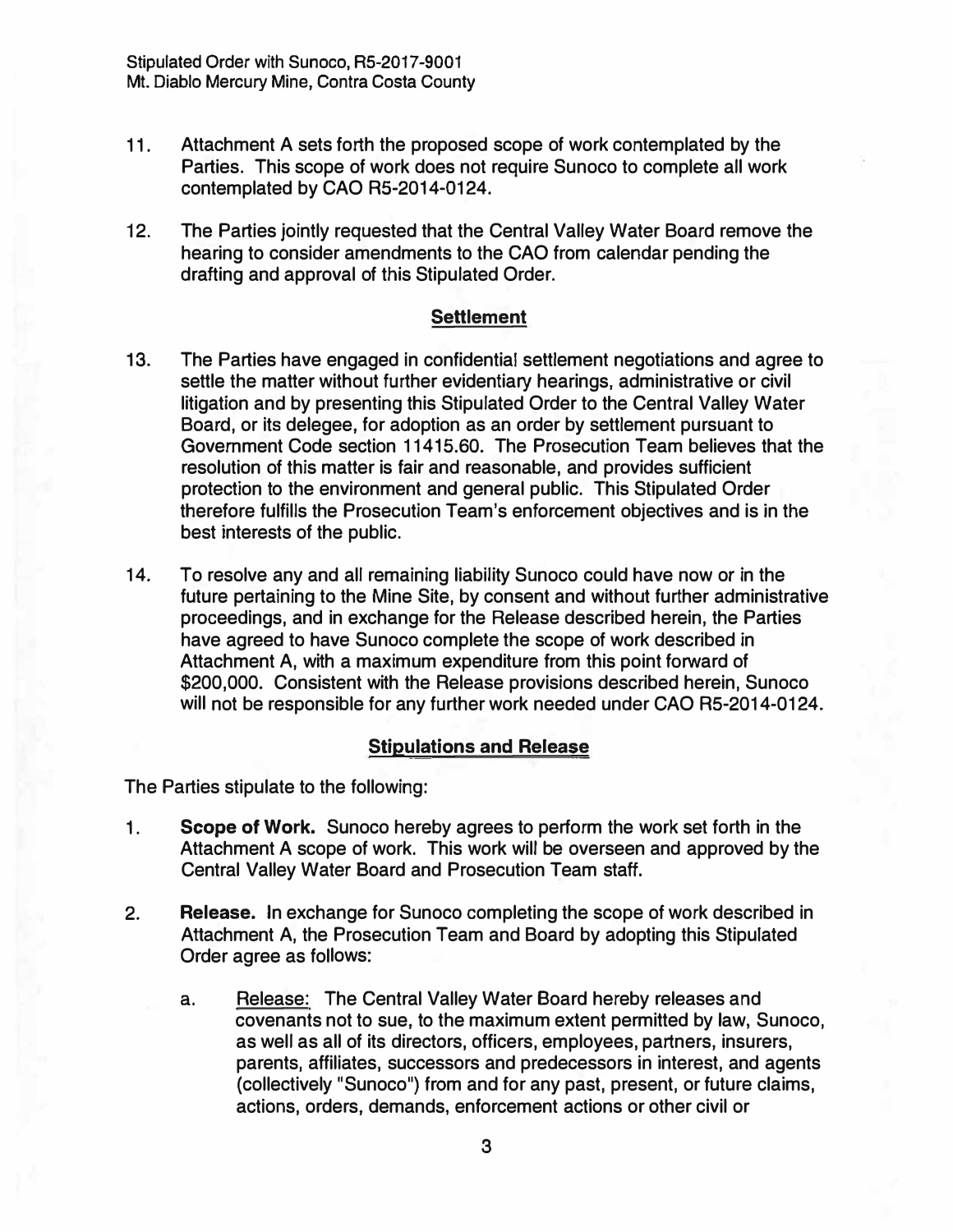11. Attachment A sets forth the proposed scope of work contemplated by the Parties. This scope of work does not require Sunoco to complete all work contemplated by CAO R5-2014-0124.

12. The Parties jointly requested that the Central Valley Water Board remove the hearing to consider amendments to the CAO from calendar pending the drafting and approval of this Stipulated Order.

## Settlement

13. The Parties have engaged in confidential settlement negotiations and agree to settle the matter without further evidentiary hearings, administrative or civil litigation and by presenting this Stipulated Order to the Central Valley Water Board, or its delegee, for adoption as an order by settlement pursuant to Government Code section 11415.60. The Prosecution Team believes that the resolution of this matter is fair and reasonable, and provides sufficient protection to the environment and general public. This Stipulated Order therefore fulfills the Prosecution Team's enforcement objectives and is in the best interests of the public.

14. To resolve any and all remaining liability Sunoco could have now or in the future pertaining to the Mine Site, by consent and without further administrative proceedings, and in exchange for the Release described herein, the Parties have agreed to have Sunoco complete the scope of work described in Attachment A, with a maximum expenditure from this point forward of $200,000. Consistent with the Release provisions described herein, Sunoco will not be responsible for any further work needed under CAO R5-2014-0124.

## Stipulations and Release

The Parties stipulate to the following:

1. **Scope of Work.** Sunoco hereby agrees to perform the work set forth in the Attachment A scope of work. This work will be overseen and approved by the Central Valley Water Board and Prosecution Team staff.

2. **Release.** In exchange for Sunoco completing the scope of work described in Attachment A, the Prosecution Team and Board by adopting this Stipulated Order agree as follows:

   a. Release: The Central Valley Water Board hereby releases and covenants not to sue, to the maximum extent permitted by law, Sunoco, as well as all of its directors, officers, employees, partners, insurers, parents, affiliates, successors and predecessors in interest, and agents (collectively "Sunoco") from and for any past, present, or future claims, actions, orders, demands, enforcement actions or other civil or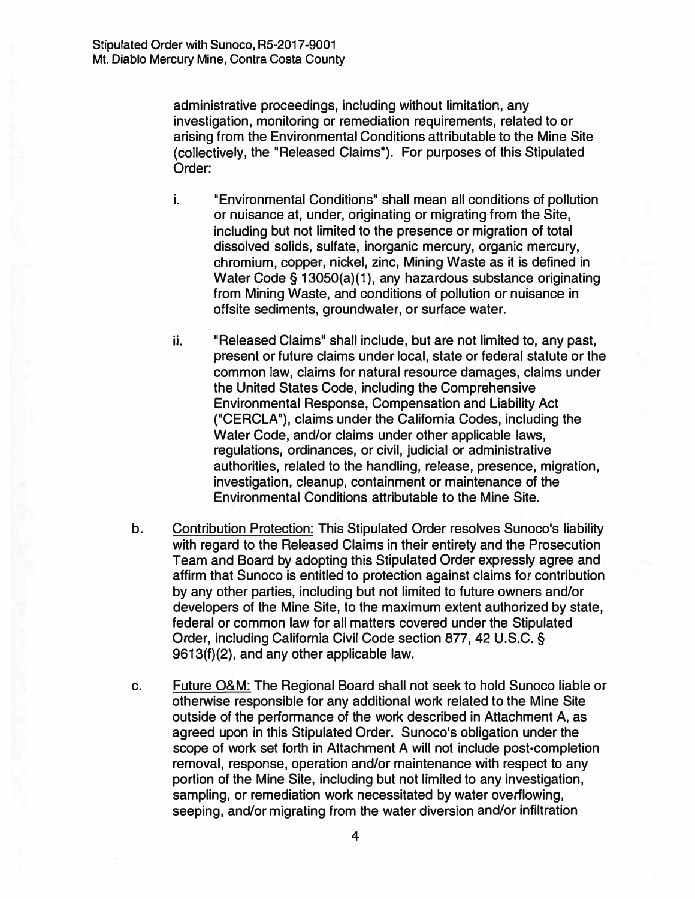administrative proceedings, including without limitation, any investigation, monitoring or remediation requirements, related to or arising from the Environmental Conditions attributable to the Mine Site (collectively, the "Released Claims"). For purposes of this Stipulated Order:

i. "Environmental Conditions" shall mean all conditions of pollution or nuisance at, under, originating or migrating from the Site, including but not limited to the presence or migration of total dissolved solids, sulfate, inorganic mercury, organic mercury, chromium, copper, nickel, zinc, Mining Waste as it is defined in Water Code § 13050(a)(1), any hazardous substance originating from Mining Waste, and conditions of pollution or nuisance in offsite sediments, groundwater, or surface water.

ii. "Released Claims" shall include, but are not limited to, any past, present or future claims under local, state or federal statute or the common law, claims for natural resource damages, claims under the United States Code, including the Comprehensive Environmental Response, Compensation and Liability Act ("CERCLA"), claims under the California Codes, including the Water Code, and/or claims under other applicable laws, regulations, ordinances, or civil, judicial or administrative authorities, related to the handling, release, presence, migration, investigation, cleanup, containment or maintenance of the Environmental Conditions attributable to the Mine Site.

b. Contribution Protection: This Stipulated Order resolves Sunoco's liability with regard to the Released Claims in their entirety and the Prosecution Team and Board by adopting this Stipulated Order expressly agree and affirm that Sunoco is entitled to protection against claims for contribution by any other parties, including but not limited to future owners and/or developers of the Mine Site, to the maximum extent authorized by state, federal or common law for all matters covered under the Stipulated Order, including California Civil Code section 877, 42 U.S.C. § 9613(f)(2), and any other applicable law.

c. Future O&M: The Regional Board shall not seek to hold Sunoco liable or otherwise responsible for any additional work related to the Mine Site outside of the performance of the work described in Attachment A, as agreed upon in this Stipulated Order. Sunoco's obligation under the scope of work set forth in Attachment A will not include post-completion removal, response, operation and/or maintenance with respect to any portion of the Mine Site, including but not limited to any investigation, sampling, or remediation work necessitated by water overflowing, seeping, and/or migrating from the water diversion and/or infiltration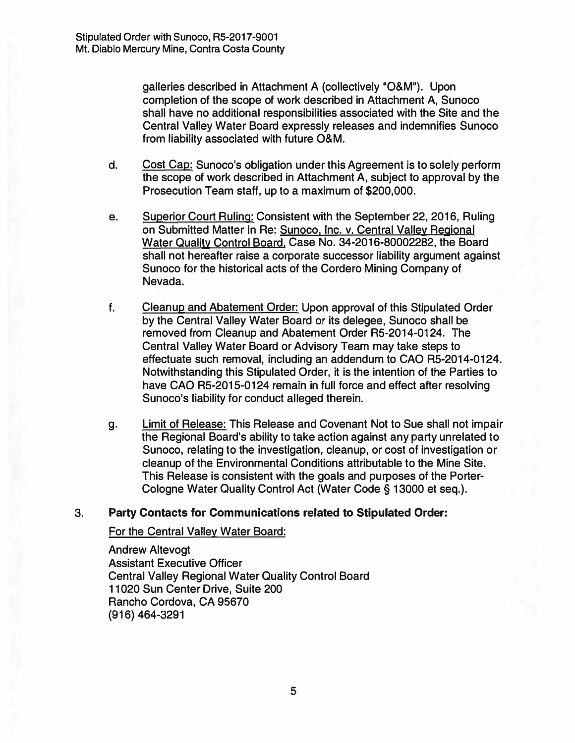galleries described in Attachment A (collectively "O&M"). Upon completion of the scope of work described in Attachment A, Sunoco shall have no additional responsibilities associated with the Site and the Central Valley Water Board expressly releases and indemnifies Sunoco from liability associated with future O&M.

d. Cost Cap: Sunoco's obligation under this Agreement is to solely perform the scope of work described in Attachment A, subject to approval by the Prosecution Team staff, up to a maximum of $200,000.

e. Superior Court Ruling: Consistent with the September 22, 2016, Ruling on Submitted Matter In Re: Sunoco, Inc. v. Central Valley Regional Water Quality Control Board, Case No. 34-2016-80002282, the Board shall not hereafter raise a corporate successor liability argument against Sunoco for the historical acts of the Cordero Mining Company of Nevada.

f. Cleanup and Abatement Order: Upon approval of this Stipulated Order by the Central Valley Water Board or its delegee, Sunoco shall be removed from Cleanup and Abatement Order R5-2014-0124. The Central Valley Water Board or Advisory Team may take steps to effectuate such removal, including an addendum to CAO R5-2014-0124. Notwithstanding this Stipulated Order, it is the intention of the Parties to have CAO R5-2015-0124 remain in full force and effect after resolving Sunoco's liability for conduct alleged therein.

g. Limit of Release: This Release and Covenant Not to Sue shall not impair the Regional Board's ability to take action against any party unrelated to Sunoco, relating to the investigation, cleanup, or cost of investigation or cleanup of the Environmental Conditions attributable to the Mine Site. This Release is consistent with the goals and purposes of the Porter-Cologne Water Quality Control Act (Water Code § 13000 et seq.).

3. **Party Contacts for Communications related to Stipulated Order:**

For the Central Valley Water Board:

Andrew Altevogt
Assistant Executive Officer
Central Valley Regional Water Quality Control Board
11020 Sun Center Drive, Suite 200
Rancho Cordova, CA 95670
(916) 464-3291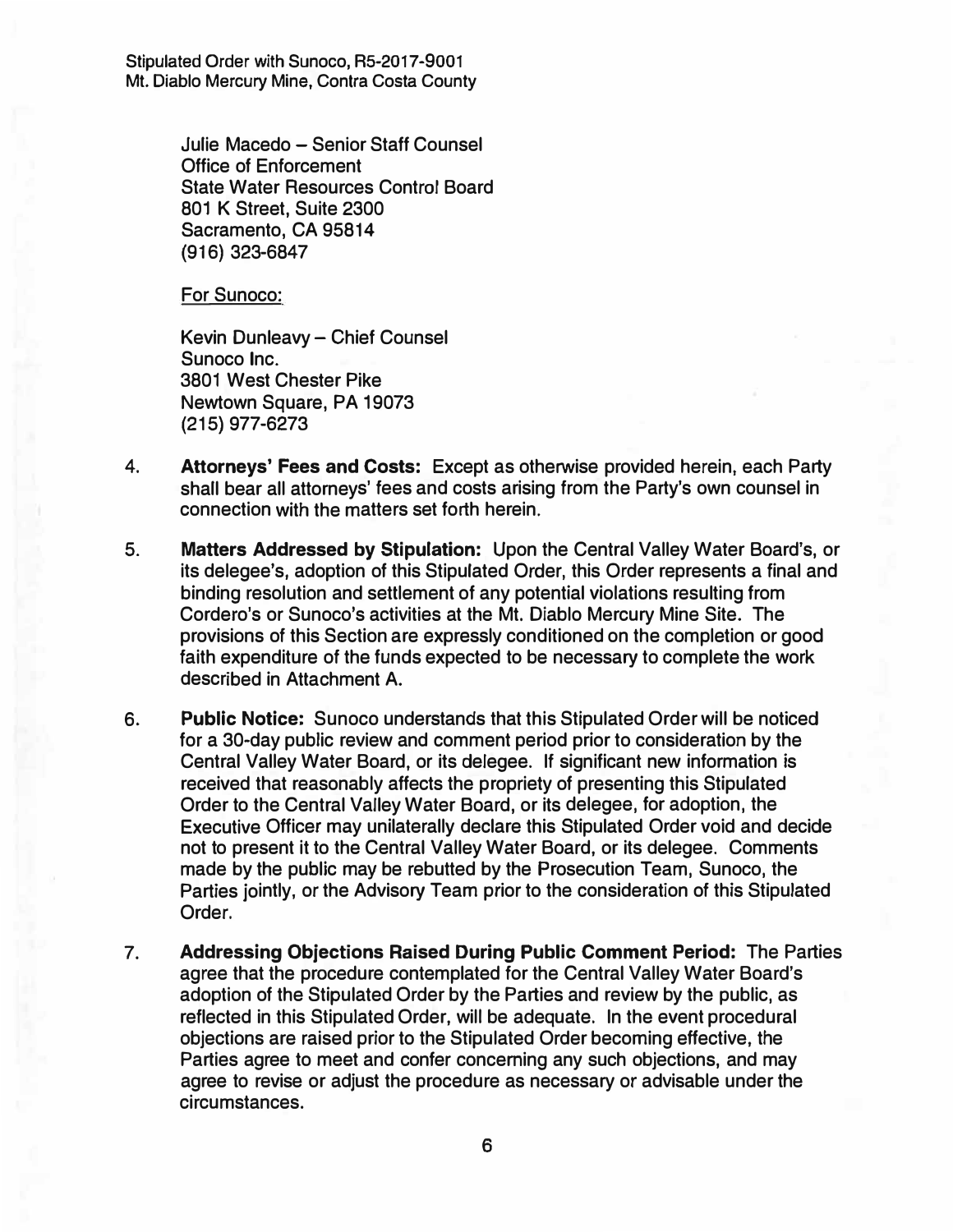Julie Macedo – Senior Staff Counsel
Office of Enforcement
State Water Resources Control Board
801 K Street, Suite 2300
Sacramento, CA 95814
(916) 323-6847

For Sunoco:

Kevin Dunleavy – Chief Counsel
Sunoco Inc.
3801 West Chester Pike
Newtown Square, PA 19073
(215) 977-6273

4. **Attorneys' Fees and Costs:** Except as otherwise provided herein, each Party shall bear all attorneys' fees and costs arising from the Party's own counsel in connection with the matters set forth herein.

5. **Matters Addressed by Stipulation:** Upon the Central Valley Water Board's, or its delegee's, adoption of this Stipulated Order, this Order represents a final and binding resolution and settlement of any potential violations resulting from Cordero's or Sunoco's activities at the Mt. Diablo Mercury Mine Site. The provisions of this Section are expressly conditioned on the completion or good faith expenditure of the funds expected to be necessary to complete the work described in Attachment A.

6. **Public Notice:** Sunoco understands that this Stipulated Order will be noticed for a 30-day public review and comment period prior to consideration by the Central Valley Water Board, or its delegee. If significant new information is received that reasonably affects the propriety of presenting this Stipulated Order to the Central Valley Water Board, or its delegee, for adoption, the Executive Officer may unilaterally declare this Stipulated Order void and decide not to present it to the Central Valley Water Board, or its delegee. Comments made by the public may be rebutted by the Prosecution Team, Sunoco, the Parties jointly, or the Advisory Team prior to the consideration of this Stipulated Order.

7. **Addressing Objections Raised During Public Comment Period:** The Parties agree that the procedure contemplated for the Central Valley Water Board's adoption of the Stipulated Order by the Parties and review by the public, as reflected in this Stipulated Order, will be adequate. In the event procedural objections are raised prior to the Stipulated Order becoming effective, the Parties agree to meet and confer concerning any such objections, and may agree to revise or adjust the procedure as necessary or advisable under the circumstances.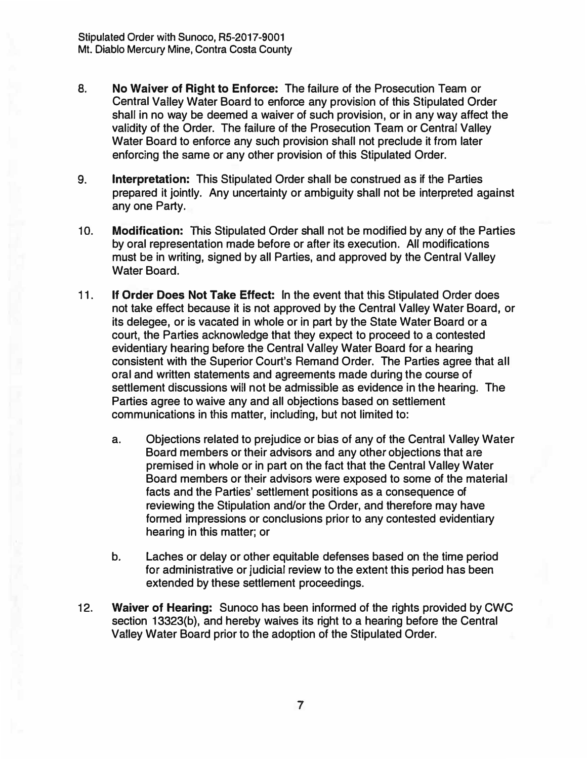8. **No Waiver of Right to Enforce:** The failure of the Prosecution Team or Central Valley Water Board to enforce any provision of this Stipulated Order shall in no way be deemed a waiver of such provision, or in any way affect the validity of the Order. The failure of the Prosecution Team or Central Valley Water Board to enforce any such provision shall not preclude it from later enforcing the same or any other provision of this Stipulated Order.

9. **Interpretation:** This Stipulated Order shall be construed as if the Parties prepared it jointly. Any uncertainty or ambiguity shall not be interpreted against any one Party.

10. **Modification:** This Stipulated Order shall not be modified by any of the Parties by oral representation made before or after its execution. All modifications must be in writing, signed by all Parties, and approved by the Central Valley Water Board.

11. **If Order Does Not Take Effect:** In the event that this Stipulated Order does not take effect because it is not approved by the Central Valley Water Board, or its delegee, or is vacated in whole or in part by the State Water Board or a court, the Parties acknowledge that they expect to proceed to a contested evidentiary hearing before the Central Valley Water Board for a hearing consistent with the Superior Court's Remand Order. The Parties agree that all oral and written statements and agreements made during the course of settlement discussions will not be admissible as evidence in the hearing. The Parties agree to waive any and all objections based on settlement communications in this matter, including, but not limited to:

    a. Objections related to prejudice or bias of any of the Central Valley Water Board members or their advisors and any other objections that are premised in whole or in part on the fact that the Central Valley Water Board members or their advisors were exposed to some of the material facts and the Parties' settlement positions as a consequence of reviewing the Stipulation and/or the Order, and therefore may have formed impressions or conclusions prior to any contested evidentiary hearing in this matter; or

    b. Laches or delay or other equitable defenses based on the time period for administrative or judicial review to the extent this period has been extended by these settlement proceedings.

12. **Waiver of Hearing:** Sunoco has been informed of the rights provided by CWC section 13323(b), and hereby waives its right to a hearing before the Central Valley Water Board prior to the adoption of the Stipulated Order.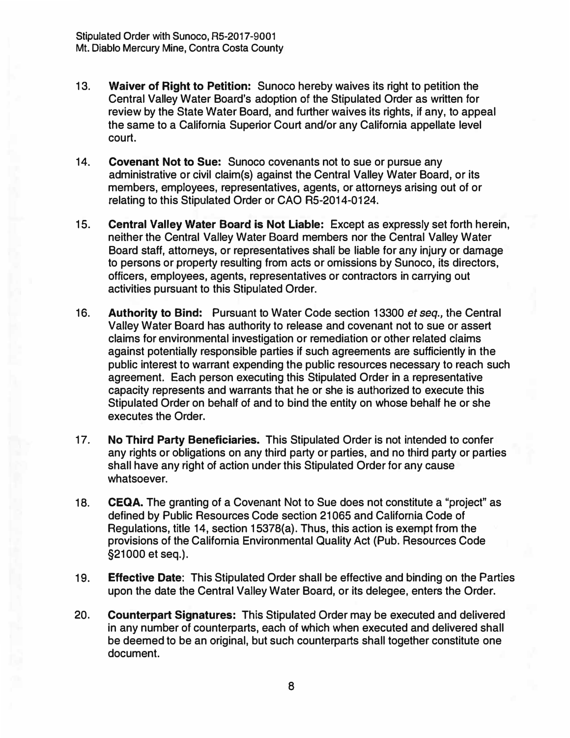13. **Waiver of Right to Petition:** Sunoco hereby waives its right to petition the Central Valley Water Board's adoption of the Stipulated Order as written for review by the State Water Board, and further waives its rights, if any, to appeal the same to a California Superior Court and/or any California appellate level court.

14. **Covenant Not to Sue:** Sunoco covenants not to sue or pursue any administrative or civil claim(s) against the Central Valley Water Board, or its members, employees, representatives, agents, or attorneys arising out of or relating to this Stipulated Order or CAO R5-2014-0124.

15. **Central Valley Water Board is Not Liable:** Except as expressly set forth herein, neither the Central Valley Water Board members nor the Central Valley Water Board staff, attorneys, or representatives shall be liable for any injury or damage to persons or property resulting from acts or omissions by Sunoco, its directors, officers, employees, agents, representatives or contractors in carrying out activities pursuant to this Stipulated Order.

16. **Authority to Bind:** Pursuant to Water Code section 13300 *et seq.,* the Central Valley Water Board has authority to release and covenant not to sue or assert claims for environmental investigation or remediation or other related claims against potentially responsible parties if such agreements are sufficiently in the public interest to warrant expending the public resources necessary to reach such agreement. Each person executing this Stipulated Order in a representative capacity represents and warrants that he or she is authorized to execute this Stipulated Order on behalf of and to bind the entity on whose behalf he or she executes the Order.

17. **No Third Party Beneficiaries.** This Stipulated Order is not intended to confer any rights or obligations on any third party or parties, and no third party or parties shall have any right of action under this Stipulated Order for any cause whatsoever.

18. **CEQA.** The granting of a Covenant Not to Sue does not constitute a "project" as defined by Public Resources Code section 21065 and California Code of Regulations, title 14, section 15378(a). Thus, this action is exempt from the provisions of the California Environmental Quality Act (Pub. Resources Code §21000 et seq.).

19. **Effective Date**: This Stipulated Order shall be effective and binding on the Parties upon the date the Central Valley Water Board, or its delegee, enters the Order.

20. **Counterpart Signatures:** This Stipulated Order may be executed and delivered in any number of counterparts, each of which when executed and delivered shall be deemed to be an original, but such counterparts shall together constitute one document.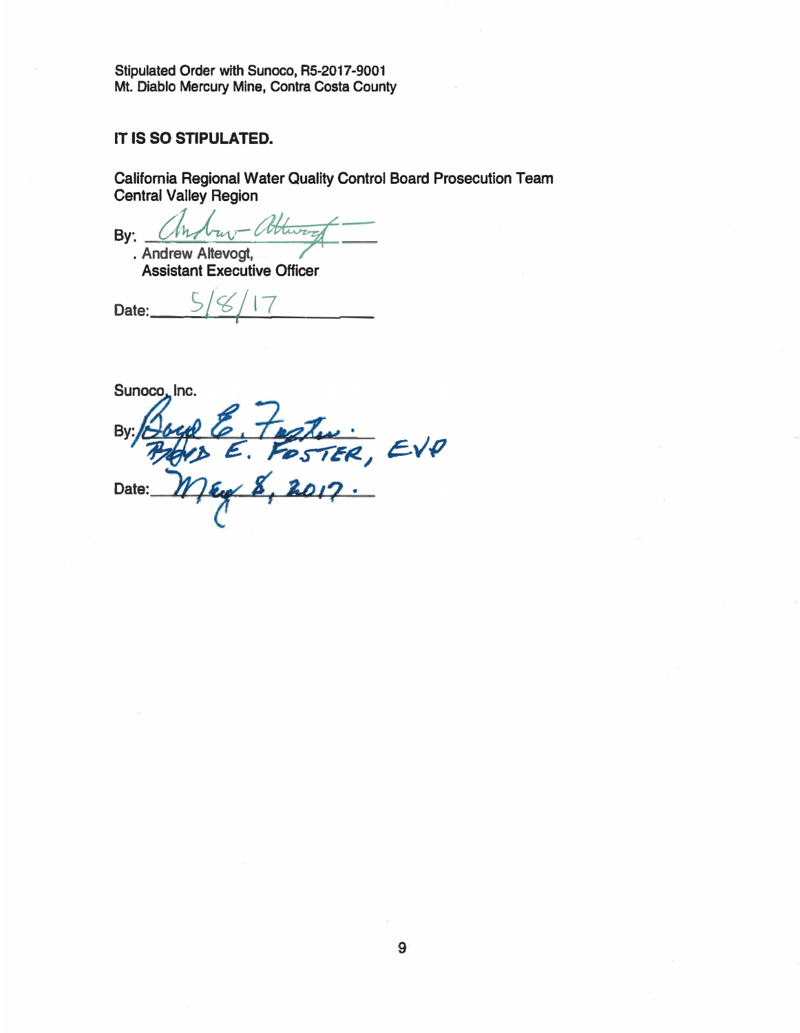Stipulated Order with Sunoco, R5-2017-9001
Mt. Diablo Mercury Mine, Contra Costa County

**IT IS SO STIPULATED.**

California Regional Water Quality Control Board Prosecution Team
Central Valley Region

By: *Andrew Altevogt*
. Andrew Altevogt,
Assistant Executive Officer

Date: 5/8/17

Sunoco, Inc.

By: *Boyd E. Foster*
BOYD E. FOSTER, EVP

Date: May 8, 2017.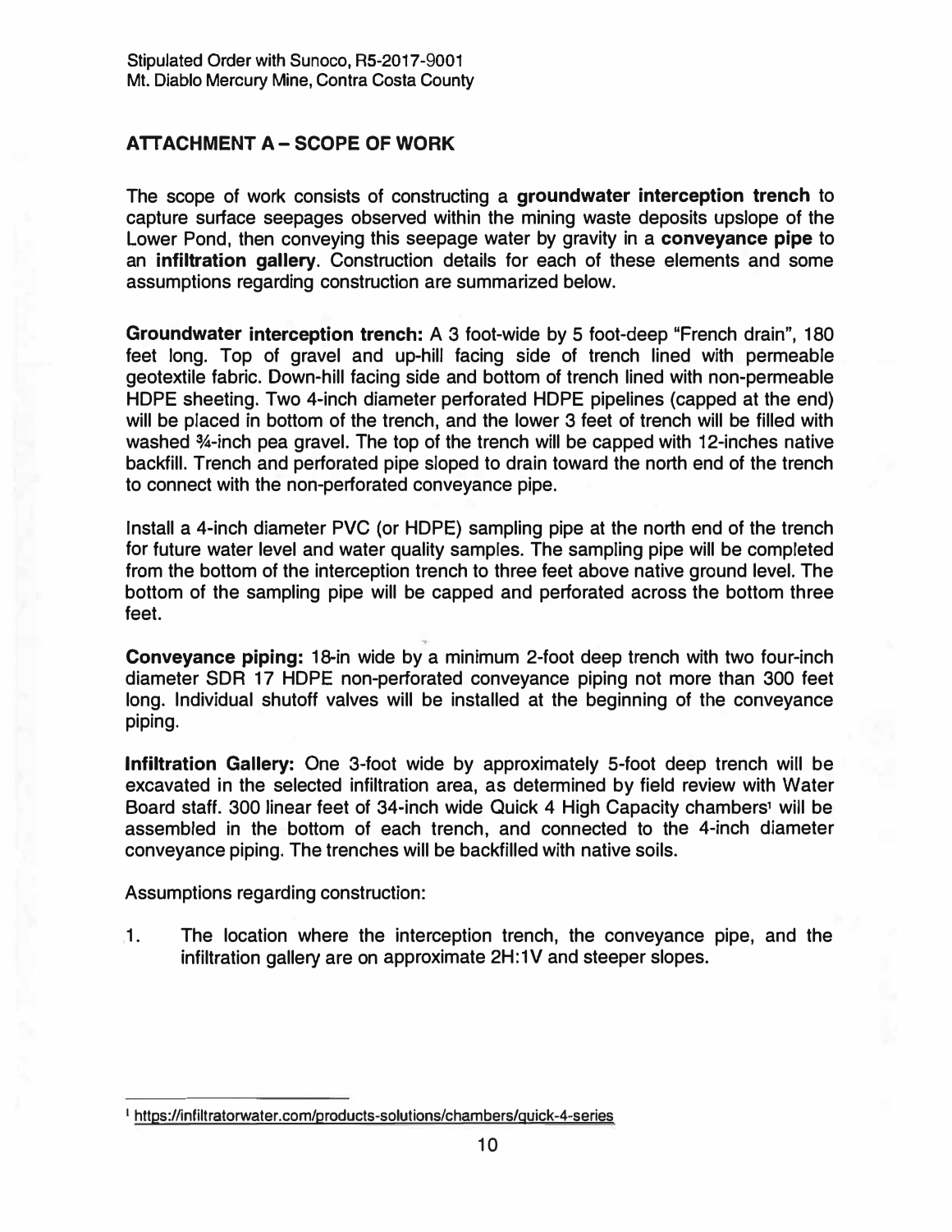## ATTACHMENT A – SCOPE OF WORK

The scope of work consists of constructing a **groundwater interception trench** to capture surface seepages observed within the mining waste deposits upslope of the Lower Pond, then conveying this seepage water by gravity in a **conveyance pipe** to an **infiltration gallery**. Construction details for each of these elements and some assumptions regarding construction are summarized below.

**Groundwater interception trench:** A 3 foot-wide by 5 foot-deep "French drain", 180 feet long. Top of gravel and up-hill facing side of trench lined with permeable geotextile fabric. Down-hill facing side and bottom of trench lined with non-permeable HDPE sheeting. Two 4-inch diameter perforated HDPE pipelines (capped at the end) will be placed in bottom of the trench, and the lower 3 feet of trench will be filled with washed ¾-inch pea gravel. The top of the trench will be capped with 12-inches native backfill. Trench and perforated pipe sloped to drain toward the north end of the trench to connect with the non-perforated conveyance pipe.

Install a 4-inch diameter PVC (or HDPE) sampling pipe at the north end of the trench for future water level and water quality samples. The sampling pipe will be completed from the bottom of the interception trench to three feet above native ground level. The bottom of the sampling pipe will be capped and perforated across the bottom three feet.

**Conveyance piping:** 18-in wide by a minimum 2-foot deep trench with two four-inch diameter SDR 17 HDPE non-perforated conveyance piping not more than 300 feet long. Individual shutoff valves will be installed at the beginning of the conveyance piping.

**Infiltration Gallery:** One 3-foot wide by approximately 5-foot deep trench will be excavated in the selected infiltration area, as determined by field review with Water Board staff. 300 linear feet of 34-inch wide Quick 4 High Capacity chambers[1] will be assembled in the bottom of each trench, and connected to the 4-inch diameter conveyance piping. The trenches will be backfilled with native soils.

Assumptions regarding construction:

1. The location where the interception trench, the conveyance pipe, and the infiltration gallery are on approximate 2H:1V and steeper slopes.

---

[1] https://infiltratorwater.com/products-solutions/chambers/quick-4-series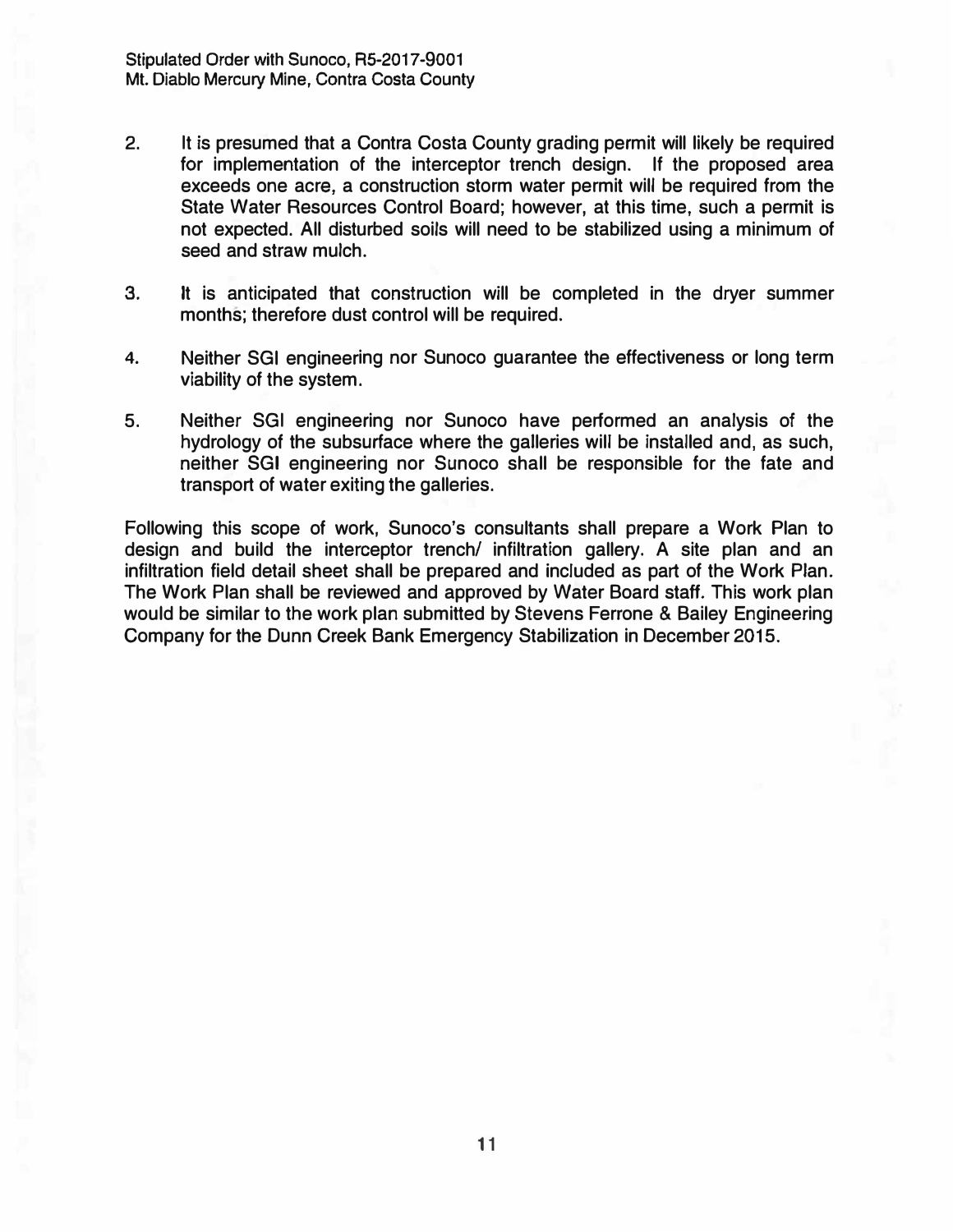2. It is presumed that a Contra Costa County grading permit will likely be required for implementation of the interceptor trench design. If the proposed area exceeds one acre, a construction storm water permit will be required from the State Water Resources Control Board; however, at this time, such a permit is not expected. All disturbed soils will need to be stabilized using a minimum of seed and straw mulch.

3. It is anticipated that construction will be completed in the dryer summer months; therefore dust control will be required.

4. Neither SGI engineering nor Sunoco guarantee the effectiveness or long term viability of the system.

5. Neither SGI engineering nor Sunoco have performed an analysis of the hydrology of the subsurface where the galleries will be installed and, as such, neither SGI engineering nor Sunoco shall be responsible for the fate and transport of water exiting the galleries.

Following this scope of work, Sunoco's consultants shall prepare a Work Plan to design and build the interceptor trench/ infiltration gallery. A site plan and an infiltration field detail sheet shall be prepared and included as part of the Work Plan. The Work Plan shall be reviewed and approved by Water Board staff. This work plan would be similar to the work plan submitted by Stevens Ferrone & Bailey Engineering Company for the Dunn Creek Bank Emergency Stabilization in December 2015.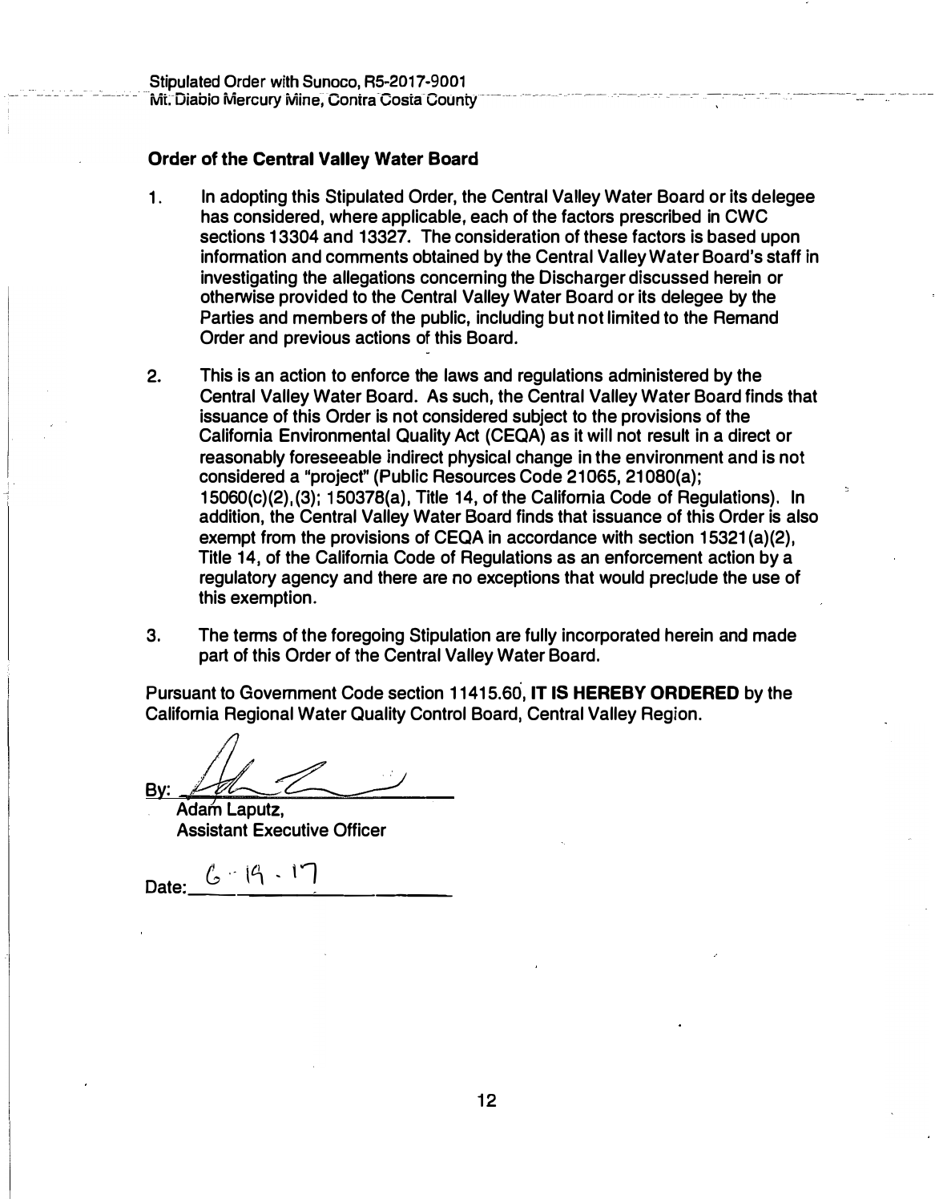**Order of the Central Valley Water Board**

1. In adopting this Stipulated Order, the Central Valley Water Board or its delegee has considered, where applicable, each of the factors prescribed in CWC sections 13304 and 13327. The consideration of these factors is based upon information and comments obtained by the Central Valley Water Board's staff in investigating the allegations concerning the Discharger discussed herein or otherwise provided to the Central Valley Water Board or its delegee by the Parties and members of the public, including but not limited to the Remand Order and previous actions of this Board.

2. This is an action to enforce the laws and regulations administered by the Central Valley Water Board. As such, the Central Valley Water Board finds that issuance of this Order is not considered subject to the provisions of the California Environmental Quality Act (CEQA) as it will not result in a direct or reasonably foreseeable indirect physical change in the environment and is not considered a "project" (Public Resources Code 21065, 21080(a); 15060(c)(2),(3); 150378(a), Title 14, of the California Code of Regulations). In addition, the Central Valley Water Board finds that issuance of this Order is also exempt from the provisions of CEQA in accordance with section 15321(a)(2), Title 14, of the California Code of Regulations as an enforcement action by a regulatory agency and there are no exceptions that would preclude the use of this exemption.

3. The terms of the foregoing Stipulation are fully incorporated herein and made part of this Order of the Central Valley Water Board.

Pursuant to Government Code section 11415.60, **IT IS HEREBY ORDERED** by the California Regional Water Quality Control Board, Central Valley Region.

By: ____________________
Adam Laputz,
Assistant Executive Officer

Date: 6 · 19 · 17